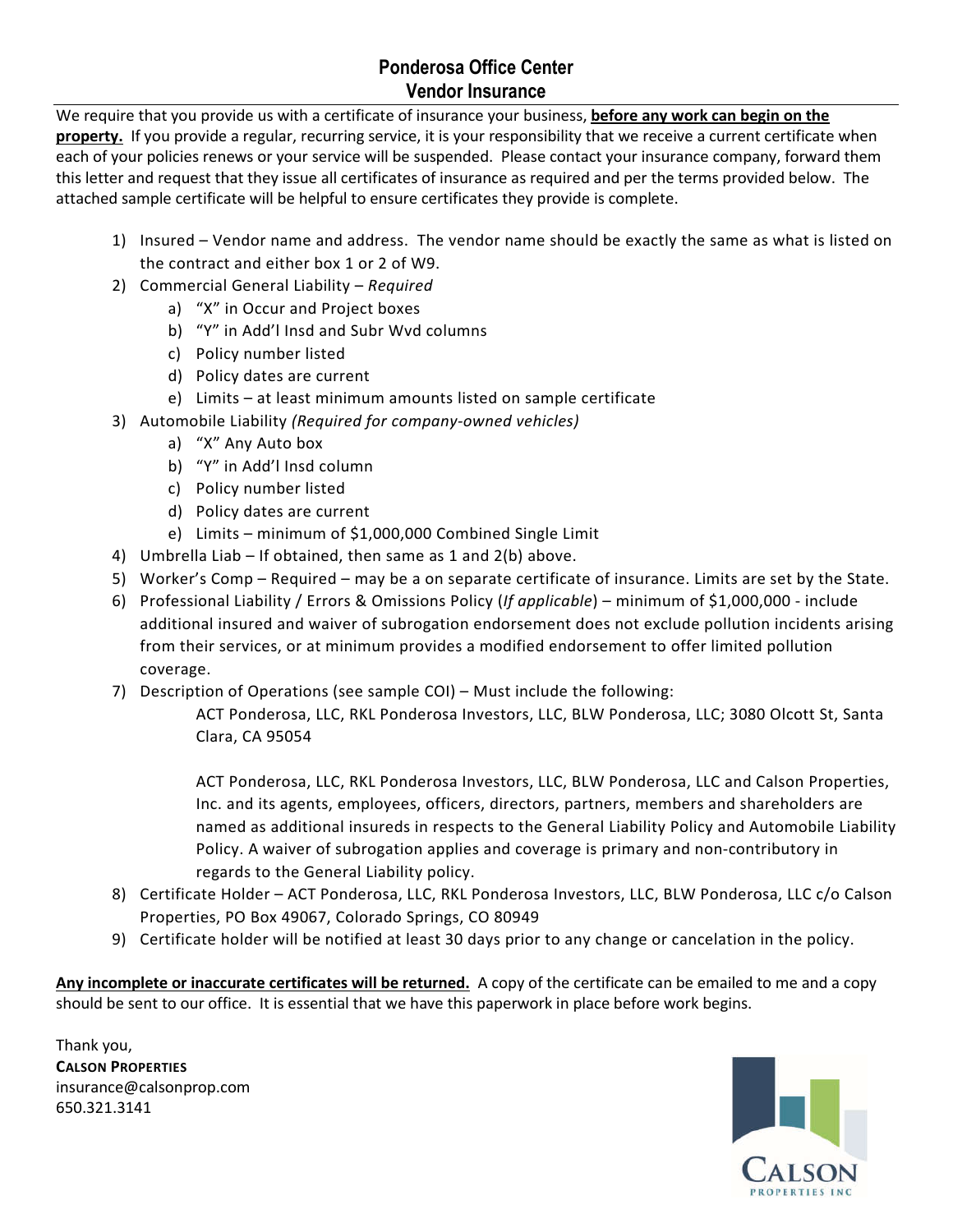# Ponderosa Office Center
## Vendor Insurance

We require that you provide us with a certificate of insurance your business, **before any work can begin on the property.** If you provide a regular, recurring service, it is your responsibility that we receive a current certificate when each of your policies renews or your service will be suspended. Please contact your insurance company, forward them this letter and request that they issue all certificates of insurance as required and per the terms provided below. The attached sample certificate will be helpful to ensure certificates they provide is complete.

1) Insured – Vendor name and address. The vendor name should be exactly the same as what is listed on the contract and either box 1 or 2 of W9.
2) Commercial General Liability – *Required*
   a) "X" in Occur and Project boxes
   b) "Y" in Add'l Insd and Subr Wvd columns
   c) Policy number listed
   d) Policy dates are current
   e) Limits – at least minimum amounts listed on sample certificate
3) Automobile Liability *(Required for company-owned vehicles)*
   a) "X" Any Auto box
   b) "Y" in Add'l Insd column
   c) Policy number listed
   d) Policy dates are current
   e) Limits – minimum of $1,000,000 Combined Single Limit
4) Umbrella Liab – If obtained, then same as 1 and 2(b) above.
5) Worker's Comp – Required – may be a on separate certificate of insurance. Limits are set by the State.
6) Professional Liability / Errors & Omissions Policy (*If applicable*) – minimum of $1,000,000 - include additional insured and waiver of subrogation endorsement does not exclude pollution incidents arising from their services, or at minimum provides a modified endorsement to offer limited pollution coverage.
7) Description of Operations (see sample COI) – Must include the following:

   ACT Ponderosa, LLC, RKL Ponderosa Investors, LLC, BLW Ponderosa, LLC; 3080 Olcott St, Santa Clara, CA 95054

   ACT Ponderosa, LLC, RKL Ponderosa Investors, LLC, BLW Ponderosa, LLC and Calson Properties, Inc. and its agents, employees, officers, directors, partners, members and shareholders are named as additional insureds in respects to the General Liability Policy and Automobile Liability Policy. A waiver of subrogation applies and coverage is primary and non-contributory in regards to the General Liability policy.
8) Certificate Holder – ACT Ponderosa, LLC, RKL Ponderosa Investors, LLC, BLW Ponderosa, LLC c/o Calson Properties, PO Box 49067, Colorado Springs, CO 80949
9) Certificate holder will be notified at least 30 days prior to any change or cancelation in the policy.

**Any incomplete or inaccurate certificates will be returned.** A copy of the certificate can be emailed to me and a copy should be sent to our office. It is essential that we have this paperwork in place before work begins.

Thank you,
**CALSON PROPERTIES**
insurance@calsonprop.com
650.321.3141

CALSON
PROPERTIES INC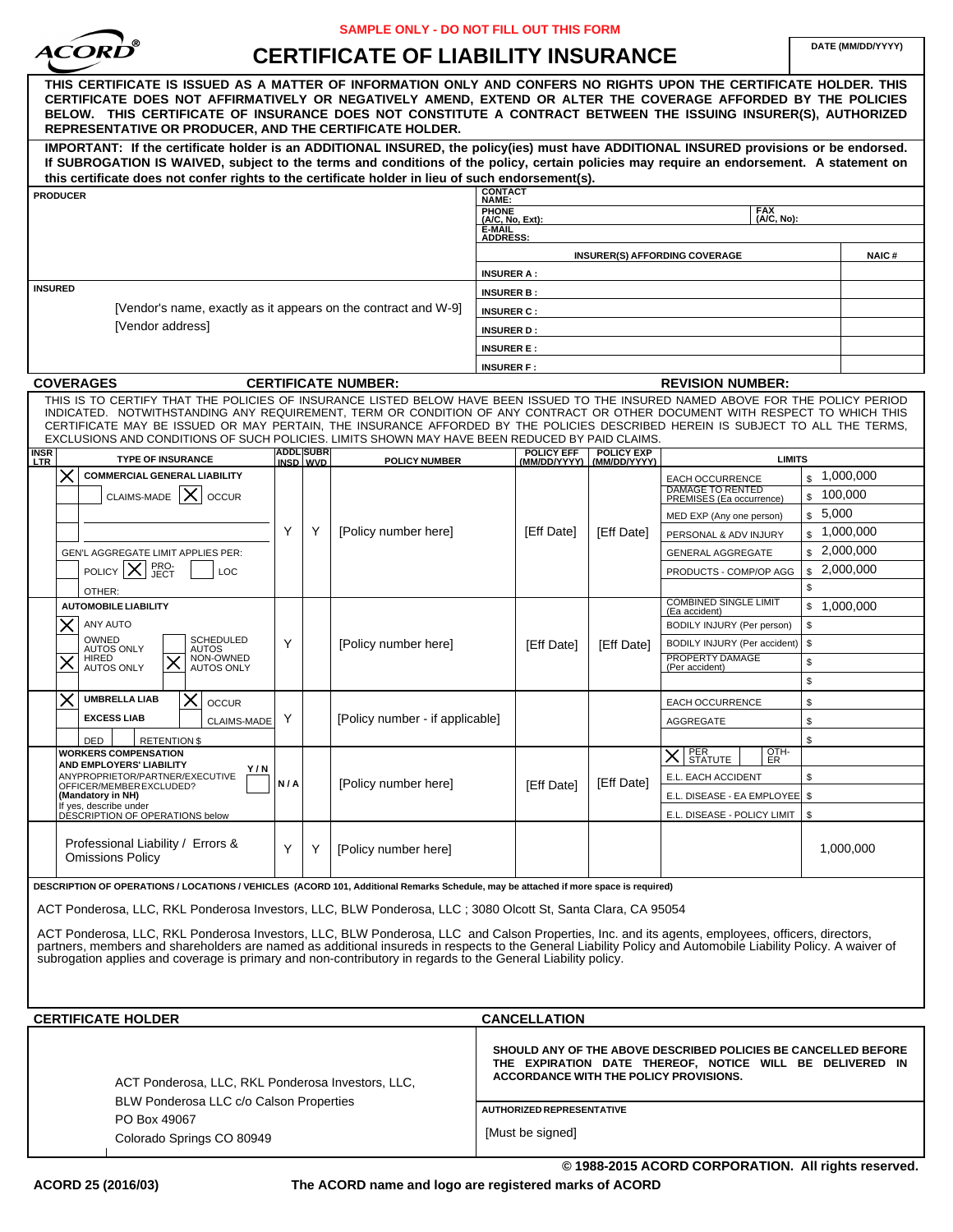SAMPLE ONLY - DO NOT FILL OUT THIS FORM

ACORD®

# CERTIFICATE OF LIABILITY INSURANCE

DATE (MM/DD/YYYY)

**THIS CERTIFICATE IS ISSUED AS A MATTER OF INFORMATION ONLY AND CONFERS NO RIGHTS UPON THE CERTIFICATE HOLDER. THIS CERTIFICATE DOES NOT AFFIRMATIVELY OR NEGATIVELY AMEND, EXTEND OR ALTER THE COVERAGE AFFORDED BY THE POLICIES BELOW. THIS CERTIFICATE OF INSURANCE DOES NOT CONSTITUTE A CONTRACT BETWEEN THE ISSUING INSURER(S), AUTHORIZED REPRESENTATIVE OR PRODUCER, AND THE CERTIFICATE HOLDER.**

**IMPORTANT: If the certificate holder is an ADDITIONAL INSURED, the policy(ies) must have ADDITIONAL INSURED provisions or be endorsed. If SUBROGATION IS WAIVED, subject to the terms and conditions of the policy, certain policies may require an endorsement. A statement on this certificate does not confer rights to the certificate holder in lieu of such endorsement(s).**

| PRODUCER | CONTACT NAME: | |
|---|---|---|
| | PHONE (A/C, No, Ext): | FAX (A/C, No): |
| | E-MAIL ADDRESS: | |
| | INSURER(S) AFFORDING COVERAGE | NAIC # |
| | INSURER A : | |
| **INSURED** | INSURER B : | |
| [Vendor's name, exactly as it appears on the contract and W-9] | INSURER C : | |
| [Vendor address] | INSURER D : | |
| | INSURER E : | |
| | INSURER F : | |

## COVERAGES　　CERTIFICATE NUMBER:　　REVISION NUMBER:

THIS IS TO CERTIFY THAT THE POLICIES OF INSURANCE LISTED BELOW HAVE BEEN ISSUED TO THE INSURED NAMED ABOVE FOR THE POLICY PERIOD INDICATED. NOTWITHSTANDING ANY REQUIREMENT, TERM OR CONDITION OF ANY CONTRACT OR OTHER DOCUMENT WITH RESPECT TO WHICH THIS CERTIFICATE MAY BE ISSUED OR MAY PERTAIN, THE INSURANCE AFFORDED BY THE POLICIES DESCRIBED HEREIN IS SUBJECT TO ALL THE TERMS, EXCLUSIONS AND CONDITIONS OF SUCH POLICIES. LIMITS SHOWN MAY HAVE BEEN REDUCED BY PAID CLAIMS.

| INSR LTR | TYPE OF INSURANCE | ADDL INSD | SUBR WVD | POLICY NUMBER | POLICY EFF (MM/DD/YYYY) | POLICY EXP (MM/DD/YYYY) | LIMITS | |
|---|---|---|---|---|---|---|---|---|
| | [X] COMMERCIAL GENERAL LIABILITY | Y | Y | [Policy number here] | [Eff Date] | [Eff Date] | EACH OCCURRENCE | $ 1,000,000 |
| | [ ] CLAIMS-MADE [X] OCCUR | | | | | | DAMAGE TO RENTED PREMISES (Ea occurrence) | $ 100,000 |
| | | | | | | | MED EXP (Any one person) | $ 5,000 |
| | | | | | | | PERSONAL & ADV INJURY | $ 1,000,000 |
| | GEN'L AGGREGATE LIMIT APPLIES PER: | | | | | | GENERAL AGGREGATE | $ 2,000,000 |
| | POLICY [X] PRO-JECT [ ] LOC | | | | | | PRODUCTS - COMP/OP AGG | $ 2,000,000 |
| | OTHER: | | | | | | | $ |
| | AUTOMOBILE LIABILITY | Y | | [Policy number here] | [Eff Date] | [Eff Date] | COMBINED SINGLE LIMIT (Ea accident) | $ 1,000,000 |
| | [X] ANY AUTO | | | | | | BODILY INJURY (Per person) | $ |
| | [ ] OWNED AUTOS ONLY [ ] SCHEDULED AUTOS | | | | | | BODILY INJURY (Per accident) | $ |
| | [X] HIRED AUTOS ONLY [X] NON-OWNED AUTOS ONLY | | | | | | PROPERTY DAMAGE (Per accident) | $ |
| | | | | | | | | $ |
| | [X] UMBRELLA LIAB [X] OCCUR | Y | | [Policy number - if applicable] | | | EACH OCCURRENCE | $ |
| | EXCESS LIAB [ ] CLAIMS-MADE | | | | | | AGGREGATE | $ |
| | DED RETENTION $ | | | | | | | $ |
| | WORKERS COMPENSATION AND EMPLOYERS' LIABILITY Y/N | N/A | | [Policy number here] | [Eff Date] | [Eff Date] | [X] PER STATUTE [ ] OTH-ER | |
| | ANYPROPRIETOR/PARTNER/EXECUTIVE OFFICER/MEMBER EXCLUDED? [ ] | | | | | | E.L. EACH ACCIDENT | $ |
| | (Mandatory in NH) | | | | | | E.L. DISEASE - EA EMPLOYEE | $ |
| | If yes, describe under DESCRIPTION OF OPERATIONS below | | | | | | E.L. DISEASE - POLICY LIMIT | $ |
| | Professional Liability / Errors & Omissions Policy | Y | Y | [Policy number here] | | | | 1,000,000 |

**DESCRIPTION OF OPERATIONS / LOCATIONS / VEHICLES (ACORD 101, Additional Remarks Schedule, may be attached if more space is required)**

ACT Ponderosa, LLC, RKL Ponderosa Investors, LLC, BLW Ponderosa, LLC ; 3080 Olcott St, Santa Clara, CA 95054

ACT Ponderosa, LLC, RKL Ponderosa Investors, LLC, BLW Ponderosa, LLC and Calson Properties, Inc. and its agents, employees, officers, directors, partners, members and shareholders are named as additional insureds in respects to the General Liability Policy and Automobile Liability Policy. A waiver of subrogation applies and coverage is primary and non-contributory in regards to the General Liability policy.

| CERTIFICATE HOLDER | CANCELLATION |
|---|---|
| ACT Ponderosa, LLC, RKL Ponderosa Investors, LLC,<br>BLW Ponderosa LLC c/o Calson Properties<br>PO Box 49067<br>Colorado Springs CO 80949 | **SHOULD ANY OF THE ABOVE DESCRIBED POLICIES BE CANCELLED BEFORE THE EXPIRATION DATE THEREOF, NOTICE WILL BE DELIVERED IN ACCORDANCE WITH THE POLICY PROVISIONS.** |
| | AUTHORIZED REPRESENTATIVE<br>[Must be signed] |

© 1988-2015 ACORD CORPORATION. All rights reserved.

ACORD 25 (2016/03)　　The ACORD name and logo are registered marks of ACORD